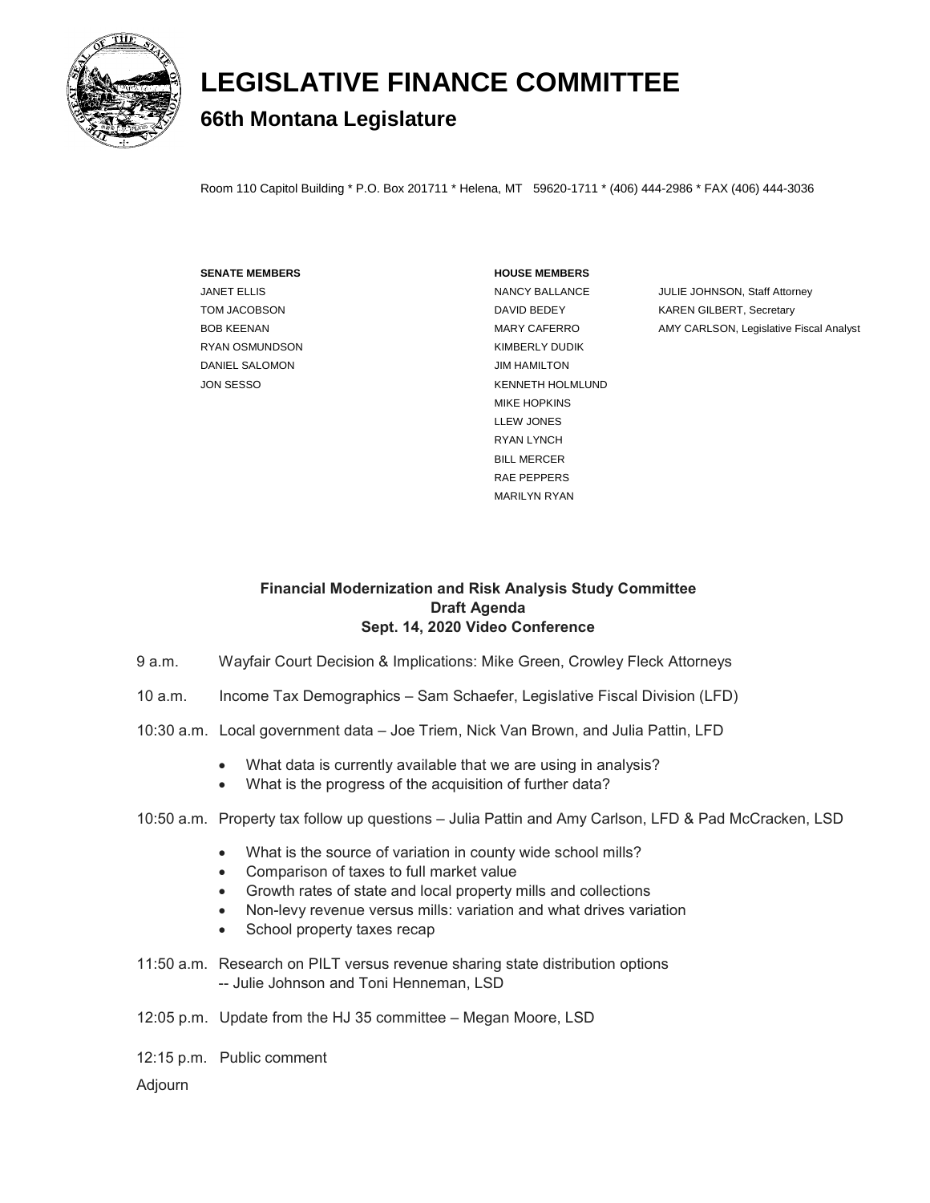# LEGISLATIVE FINANCE COMMITTEE

## 66th Montana Legislature

Room 110 Capitol Building * P.O. Box 201711 * Helena, MT 59620-1711 * (406) 444-2986 * FAX (406) 444-3036

**SENATE MEMBERS**
JANET ELLIS
TOM JACOBSON
BOB KEENAN
RYAN OSMUNDSON
DANIEL SALOMON
JON SESSO

**HOUSE MEMBERS**
NANCY BALLANCE
DAVID BEDEY
MARY CAFERRO
KIMBERLY DUDIK
JIM HAMILTON
KENNETH HOLMLUND
MIKE HOPKINS
LLEW JONES
RYAN LYNCH
BILL MERCER
RAE PEPPERS
MARILYN RYAN

JULIE JOHNSON, Staff Attorney
KAREN GILBERT, Secretary
AMY CARLSON, Legislative Fiscal Analyst

**Financial Modernization and Risk Analysis Study Committee**
**Draft Agenda**
**Sept. 14, 2020 Video Conference**

9 a.m. Wayfair Court Decision & Implications: Mike Green, Crowley Fleck Attorneys

10 a.m. Income Tax Demographics – Sam Schaefer, Legislative Fiscal Division (LFD)

10:30 a.m. Local government data – Joe Triem, Nick Van Brown, and Julia Pattin, LFD

- What data is currently available that we are using in analysis?
- What is the progress of the acquisition of further data?

10:50 a.m. Property tax follow up questions – Julia Pattin and Amy Carlson, LFD & Pad McCracken, LSD

- What is the source of variation in county wide school mills?
- Comparison of taxes to full market value
- Growth rates of state and local property mills and collections
- Non-levy revenue versus mills: variation and what drives variation
- School property taxes recap

11:50 a.m. Research on PILT versus revenue sharing state distribution options -- Julie Johnson and Toni Henneman, LSD

12:05 p.m. Update from the HJ 35 committee – Megan Moore, LSD

12:15 p.m. Public comment

Adjourn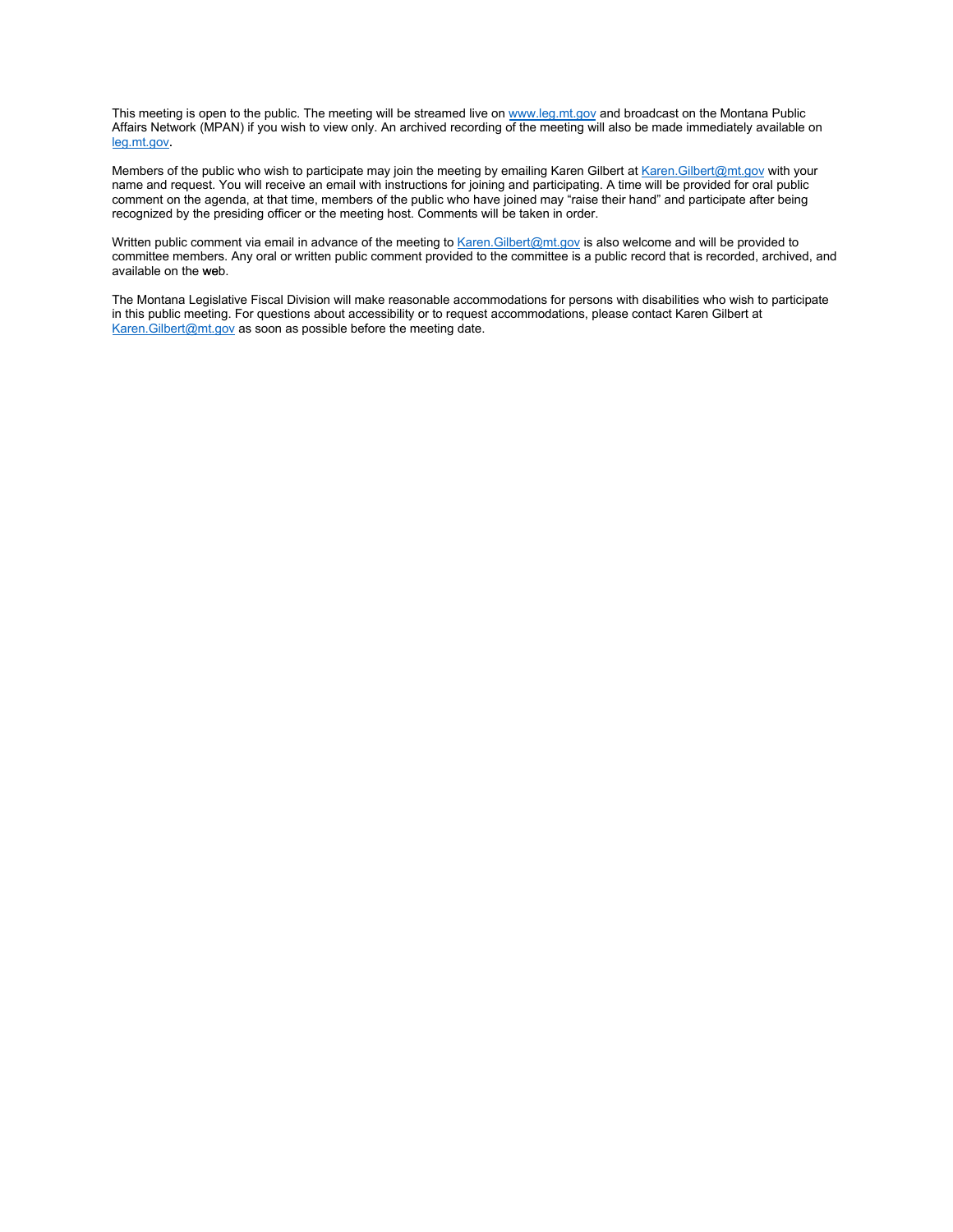This meeting is open to the public. The meeting will be streamed live on www.leg.mt.gov and broadcast on the Montana Public Affairs Network (MPAN) if you wish to view only. An archived recording of the meeting will also be made immediately available on leg.mt.gov.

Members of the public who wish to participate may join the meeting by emailing Karen Gilbert at Karen.Gilbert@mt.gov with your name and request. You will receive an email with instructions for joining and participating. A time will be provided for oral public comment on the agenda, at that time, members of the public who have joined may "raise their hand" and participate after being recognized by the presiding officer or the meeting host. Comments will be taken in order.

Written public comment via email in advance of the meeting to Karen.Gilbert@mt.gov is also welcome and will be provided to committee members. Any oral or written public comment provided to the committee is a public record that is recorded, archived, and available on the web.

The Montana Legislative Fiscal Division will make reasonable accommodations for persons with disabilities who wish to participate in this public meeting. For questions about accessibility or to request accommodations, please contact Karen Gilbert at Karen.Gilbert@mt.gov as soon as possible before the meeting date.